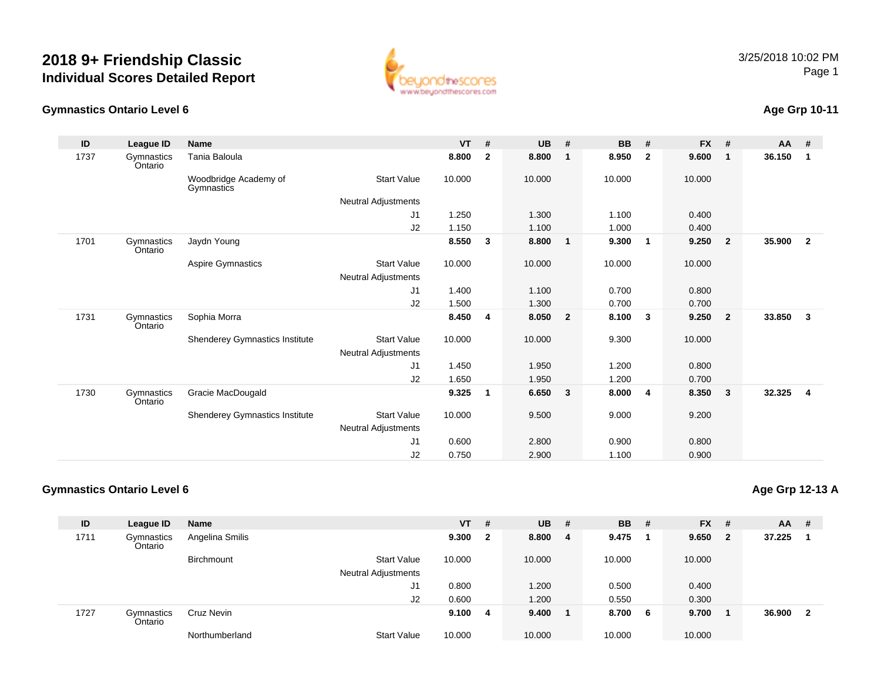# 2018 9+ Friendship Classic

## Individual Scores Detailed Report

3/25/2018 10:02 PM

### Gymnastics Ontario Level 6

**Age Grp 10-11**

| ID | League ID | Name | | VT | # | UB | # | BB | # | FX | # | AA | # |
|---|---|---|---|---|---|---|---|---|---|---|---|---|---|
| 1737 | Gymnastics Ontario | Tania Baloula | | **8.800** | **2** | **8.800** | **1** | **8.950** | **2** | **9.600** | **1** | **36.150** | **1** |
| | | Woodbridge Academy of Gymnastics | Start Value | 10.000 | | 10.000 | | 10.000 | | 10.000 | | | |
| | | | Neutral Adjustments | | | | | | | | | | |
| | | | J1 | 1.250 | | 1.300 | | 1.100 | | 0.400 | | | |
| | | | J2 | 1.150 | | 1.100 | | 1.000 | | 0.400 | | | |
| 1701 | Gymnastics Ontario | Jaydn Young | | **8.550** | **3** | **8.800** | **1** | **9.300** | **1** | **9.250** | **2** | **35.900** | **2** |
| | | Aspire Gymnastics | Start Value | 10.000 | | 10.000 | | 10.000 | | 10.000 | | | |
| | | | Neutral Adjustments | | | | | | | | | | |
| | | | J1 | 1.400 | | 1.100 | | 0.700 | | 0.800 | | | |
| | | | J2 | 1.500 | | 1.300 | | 0.700 | | 0.700 | | | |
| 1731 | Gymnastics Ontario | Sophia Morra | | **8.450** | **4** | **8.050** | **2** | **8.100** | **3** | **9.250** | **2** | **33.850** | **3** |
| | | Shenderey Gymnastics Institute | Start Value | 10.000 | | 10.000 | | 9.300 | | 10.000 | | | |
| | | | Neutral Adjustments | | | | | | | | | | |
| | | | J1 | 1.450 | | 1.950 | | 1.200 | | 0.800 | | | |
| | | | J2 | 1.650 | | 1.950 | | 1.200 | | 0.700 | | | |
| 1730 | Gymnastics Ontario | Gracie MacDougald | | **9.325** | **1** | **6.650** | **3** | **8.000** | **4** | **8.350** | **3** | **32.325** | **4** |
| | | Shenderey Gymnastics Institute | Start Value | 10.000 | | 9.500 | | 9.000 | | 9.200 | | | |
| | | | Neutral Adjustments | | | | | | | | | | |
| | | | J1 | 0.600 | | 2.800 | | 0.900 | | 0.800 | | | |
| | | | J2 | 0.750 | | 2.900 | | 1.100 | | 0.900 | | | |

### Gymnastics Ontario Level 6

**Age Grp 12-13 A**

| ID | League ID | Name | | VT | # | UB | # | BB | # | FX | # | AA | # |
|---|---|---|---|---|---|---|---|---|---|---|---|---|---|
| 1711 | Gymnastics Ontario | Angelina Smilis | | **9.300** | **2** | **8.800** | **4** | **9.475** | **1** | **9.650** | **2** | **37.225** | **1** |
| | | Birchmount | Start Value | 10.000 | | 10.000 | | 10.000 | | 10.000 | | | |
| | | | Neutral Adjustments | | | | | | | | | | |
| | | | J1 | 0.800 | | 1.200 | | 0.500 | | 0.400 | | | |
| | | | J2 | 0.600 | | 1.200 | | 0.550 | | 0.300 | | | |
| 1727 | Gymnastics Ontario | Cruz Nevin | | **9.100** | **4** | **9.400** | **1** | **8.700** | **6** | **9.700** | **1** | **36.900** | **2** |
| | | Northumberland | Start Value | 10.000 | | 10.000 | | 10.000 | | 10.000 | | | |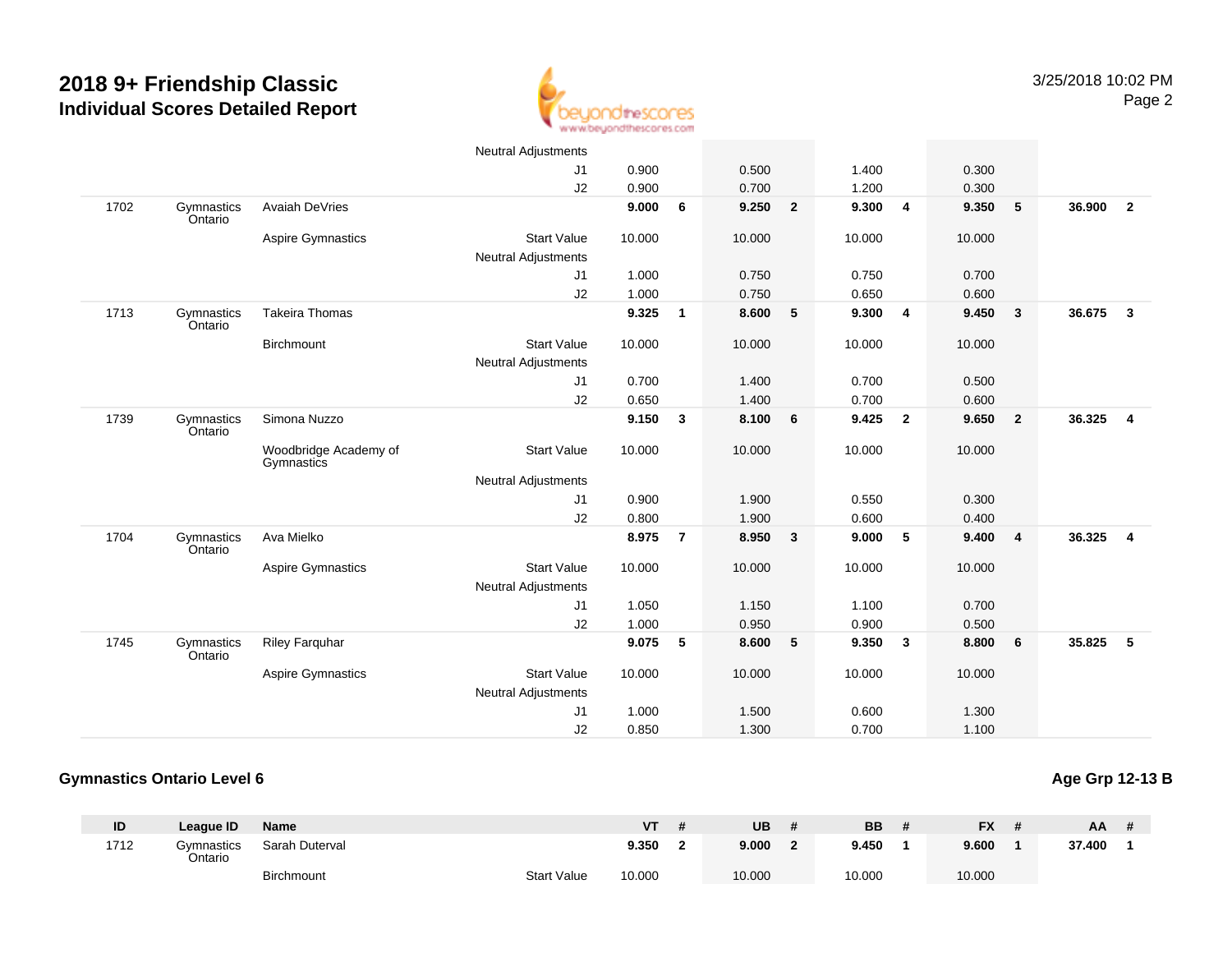# 2018 9+ Friendship Classic
## Individual Scores Detailed Report

3/25/2018 10:02 PM

| ID | League ID | Name | | VT | # | UB | # | BB | # | FX | # | AA | # |
|---|---|---|---|---|---|---|---|---|---|---|---|---|---|
| | | | Neutral Adjustments | | | | | | | | | | |
| | | | J1 | 0.900 | | 0.500 | | 1.400 | | 0.300 | | | |
| | | | J2 | 0.900 | | 0.700 | | 1.200 | | 0.300 | | | |
| 1702 | Gymnastics Ontario | Avaiah DeVries | | 9.000 | 6 | 9.250 | 2 | 9.300 | 4 | 9.350 | 5 | 36.900 | 2 |
| | | Aspire Gymnastics | Start Value | 10.000 | | 10.000 | | 10.000 | | 10.000 | | | |
| | | | Neutral Adjustments | | | | | | | | | | |
| | | | J1 | 1.000 | | 0.750 | | 0.750 | | 0.700 | | | |
| | | | J2 | 1.000 | | 0.750 | | 0.650 | | 0.600 | | | |
| 1713 | Gymnastics Ontario | Takeira Thomas | | 9.325 | 1 | 8.600 | 5 | 9.300 | 4 | 9.450 | 3 | 36.675 | 3 |
| | | Birchmount | Start Value | 10.000 | | 10.000 | | 10.000 | | 10.000 | | | |
| | | | Neutral Adjustments | | | | | | | | | | |
| | | | J1 | 0.700 | | 1.400 | | 0.700 | | 0.500 | | | |
| | | | J2 | 0.650 | | 1.400 | | 0.700 | | 0.600 | | | |
| 1739 | Gymnastics Ontario | Simona Nuzzo | | 9.150 | 3 | 8.100 | 6 | 9.425 | 2 | 9.650 | 2 | 36.325 | 4 |
| | | Woodbridge Academy of Gymnastics | Start Value | 10.000 | | 10.000 | | 10.000 | | 10.000 | | | |
| | | | Neutral Adjustments | | | | | | | | | | |
| | | | J1 | 0.900 | | 1.900 | | 0.550 | | 0.300 | | | |
| | | | J2 | 0.800 | | 1.900 | | 0.600 | | 0.400 | | | |
| 1704 | Gymnastics Ontario | Ava Mielko | | 8.975 | 7 | 8.950 | 3 | 9.000 | 5 | 9.400 | 4 | 36.325 | 4 |
| | | Aspire Gymnastics | Start Value | 10.000 | | 10.000 | | 10.000 | | 10.000 | | | |
| | | | Neutral Adjustments | | | | | | | | | | |
| | | | J1 | 1.050 | | 1.150 | | 1.100 | | 0.700 | | | |
| | | | J2 | 1.000 | | 0.950 | | 0.900 | | 0.500 | | | |
| 1745 | Gymnastics Ontario | Riley Farquhar | | 9.075 | 5 | 8.600 | 5 | 9.350 | 3 | 8.800 | 6 | 35.825 | 5 |
| | | Aspire Gymnastics | Start Value | 10.000 | | 10.000 | | 10.000 | | 10.000 | | | |
| | | | Neutral Adjustments | | | | | | | | | | |
| | | | J1 | 1.000 | | 1.500 | | 0.600 | | 1.300 | | | |
| | | | J2 | 0.850 | | 1.300 | | 0.700 | | 1.100 | | | |

### Gymnastics Ontario Level 6

**Age Grp 12-13 B**

| ID | League ID | Name | | VT | # | UB | # | BB | # | FX | # | AA | # |
|---|---|---|---|---|---|---|---|---|---|---|---|---|---|
| 1712 | Gymnastics Ontario | Sarah Duterval | | 9.350 | 2 | 9.000 | 2 | 9.450 | 1 | 9.600 | 1 | 37.400 | 1 |
| | | Birchmount | Start Value | 10.000 | | 10.000 | | 10.000 | | 10.000 | | | |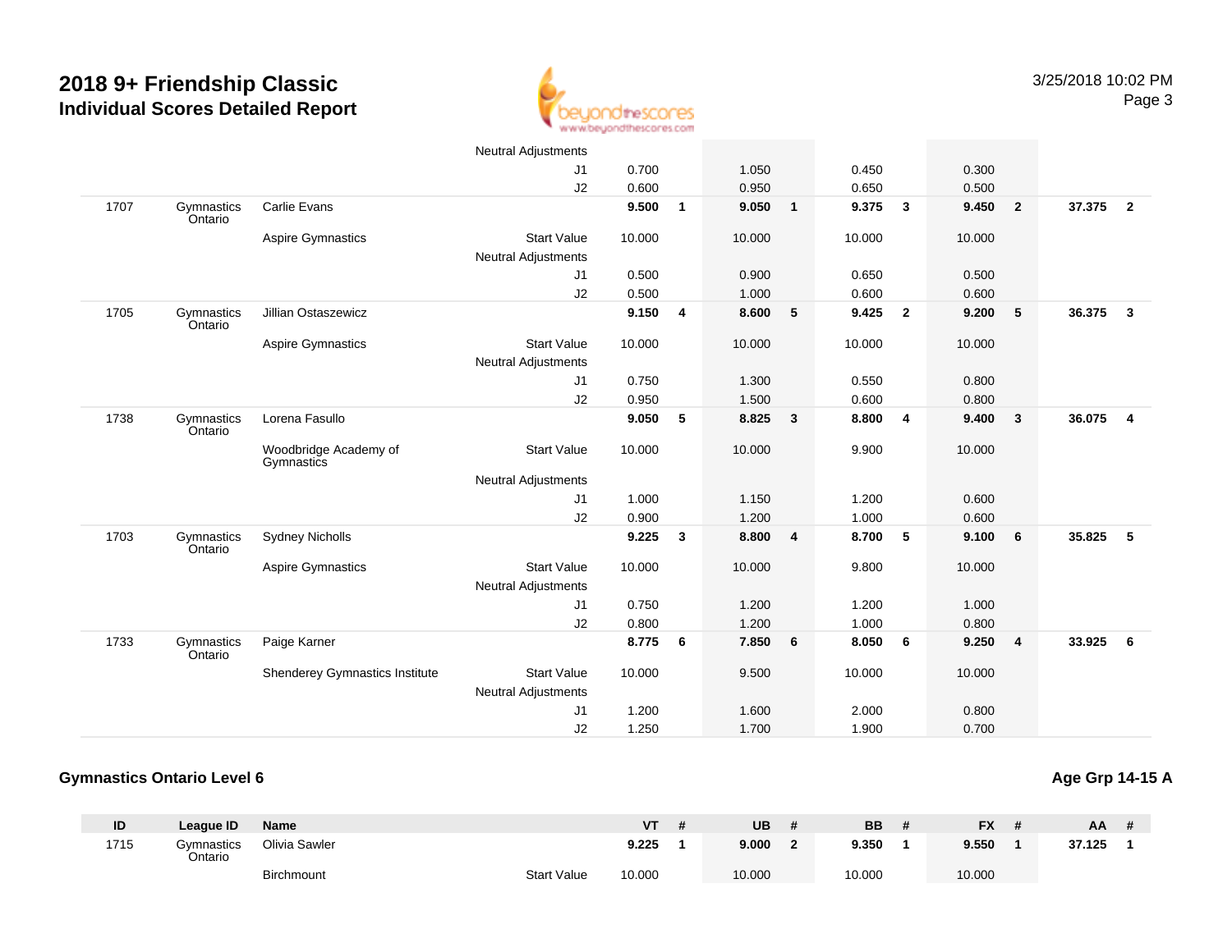# 2018 9+ Friendship Classic

## Individual Scores Detailed Report

| ID | League ID | Name | | VT | # | UB | # | BB | # | FX | # | AA | # |
|---|---|---|---|---|---|---|---|---|---|---|---|---|---|
| | | | Neutral Adjustments | | | | | | | | | | |
| | | | J1 | 0.700 | | 1.050 | | 0.450 | | 0.300 | | | |
| | | | J2 | 0.600 | | 0.950 | | 0.650 | | 0.500 | | | |
| 1707 | Gymnastics Ontario | Carlie Evans | | **9.500** | **1** | **9.050** | **1** | **9.375** | **3** | **9.450** | **2** | **37.375** | **2** |
| | | Aspire Gymnastics | Start Value | 10.000 | | 10.000 | | 10.000 | | 10.000 | | | |
| | | | Neutral Adjustments | | | | | | | | | | |
| | | | J1 | 0.500 | | 0.900 | | 0.650 | | 0.500 | | | |
| | | | J2 | 0.500 | | 1.000 | | 0.600 | | 0.600 | | | |
| 1705 | Gymnastics Ontario | Jillian Ostaszewicz | | **9.150** | **4** | **8.600** | **5** | **9.425** | **2** | **9.200** | **5** | **36.375** | **3** |
| | | Aspire Gymnastics | Start Value | 10.000 | | 10.000 | | 10.000 | | 10.000 | | | |
| | | | Neutral Adjustments | | | | | | | | | | |
| | | | J1 | 0.750 | | 1.300 | | 0.550 | | 0.800 | | | |
| | | | J2 | 0.950 | | 1.500 | | 0.600 | | 0.800 | | | |
| 1738 | Gymnastics Ontario | Lorena Fasullo | | **9.050** | **5** | **8.825** | **3** | **8.800** | **4** | **9.400** | **3** | **36.075** | **4** |
| | | Woodbridge Academy of Gymnastics | Start Value | 10.000 | | 10.000 | | 9.900 | | 10.000 | | | |
| | | | Neutral Adjustments | | | | | | | | | | |
| | | | J1 | 1.000 | | 1.150 | | 1.200 | | 0.600 | | | |
| | | | J2 | 0.900 | | 1.200 | | 1.000 | | 0.600 | | | |
| 1703 | Gymnastics Ontario | Sydney Nicholls | | **9.225** | **3** | **8.800** | **4** | **8.700** | **5** | **9.100** | **6** | **35.825** | **5** |
| | | Aspire Gymnastics | Start Value | 10.000 | | 10.000 | | 9.800 | | 10.000 | | | |
| | | | Neutral Adjustments | | | | | | | | | | |
| | | | J1 | 0.750 | | 1.200 | | 1.200 | | 1.000 | | | |
| | | | J2 | 0.800 | | 1.200 | | 1.000 | | 0.800 | | | |
| 1733 | Gymnastics Ontario | Paige Karner | | **8.775** | **6** | **7.850** | **6** | **8.050** | **6** | **9.250** | **4** | **33.925** | **6** |
| | | Shenderey Gymnastics Institute | Start Value | 10.000 | | 9.500 | | 10.000 | | 10.000 | | | |
| | | | Neutral Adjustments | | | | | | | | | | |
| | | | J1 | 1.200 | | 1.600 | | 2.000 | | 0.800 | | | |
| | | | J2 | 1.250 | | 1.700 | | 1.900 | | 0.700 | | | |

### Gymnastics Ontario Level 6

**Age Grp 14-15 A**

| ID | League ID | Name | | VT | # | UB | # | BB | # | FX | # | AA | # |
|---|---|---|---|---|---|---|---|---|---|---|---|---|---|
| 1715 | Gymnastics Ontario | Olivia Sawler | | **9.225** | **1** | **9.000** | **2** | **9.350** | **1** | **9.550** | **1** | **37.125** | **1** |
| | | Birchmount | Start Value | 10.000 | | 10.000 | | 10.000 | | 10.000 | | | |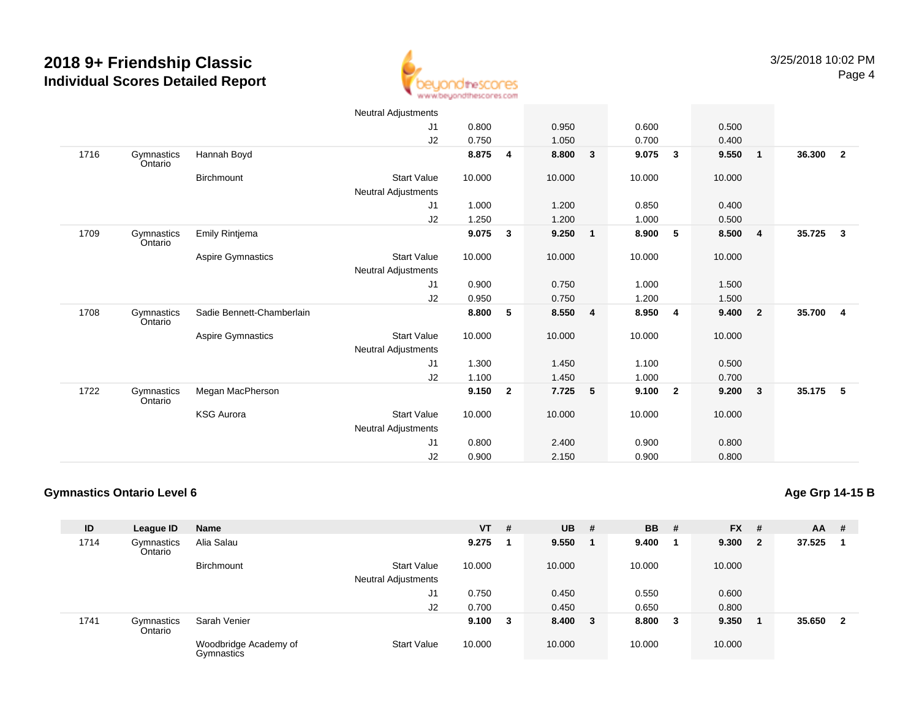| ID | League ID | Name | | VT | # | UB | # | BB | # | FX | # | AA | # |
|---|---|---|---|---|---|---|---|---|---|---|---|---|---|
| | | | Neutral Adjustments | | | | | | | | | | |
| | | | J1 | 0.800 | | 0.950 | | 0.600 | | 0.500 | | | |
| | | | J2 | 0.750 | | 1.050 | | 0.700 | | 0.400 | | | |
| 1716 | Gymnastics Ontario | Hannah Boyd | | 8.875 | 4 | 8.800 | 3 | 9.075 | 3 | 9.550 | 1 | 36.300 | 2 |
| | | Birchmount | Start Value | 10.000 | | 10.000 | | 10.000 | | 10.000 | | | |
| | | | Neutral Adjustments | | | | | | | | | | |
| | | | J1 | 1.000 | | 1.200 | | 0.850 | | 0.400 | | | |
| | | | J2 | 1.250 | | 1.200 | | 1.000 | | 0.500 | | | |
| 1709 | Gymnastics Ontario | Emily Rintjema | | 9.075 | 3 | 9.250 | 1 | 8.900 | 5 | 8.500 | 4 | 35.725 | 3 |
| | | Aspire Gymnastics | Start Value | 10.000 | | 10.000 | | 10.000 | | 10.000 | | | |
| | | | Neutral Adjustments | | | | | | | | | | |
| | | | J1 | 0.900 | | 0.750 | | 1.000 | | 1.500 | | | |
| | | | J2 | 0.950 | | 0.750 | | 1.200 | | 1.500 | | | |
| 1708 | Gymnastics Ontario | Sadie Bennett-Chamberlain | | 8.800 | 5 | 8.550 | 4 | 8.950 | 4 | 9.400 | 2 | 35.700 | 4 |
| | | Aspire Gymnastics | Start Value | 10.000 | | 10.000 | | 10.000 | | 10.000 | | | |
| | | | Neutral Adjustments | | | | | | | | | | |
| | | | J1 | 1.300 | | 1.450 | | 1.100 | | 0.500 | | | |
| | | | J2 | 1.100 | | 1.450 | | 1.000 | | 0.700 | | | |
| 1722 | Gymnastics Ontario | Megan MacPherson | | 9.150 | 2 | 7.725 | 5 | 9.100 | 2 | 9.200 | 3 | 35.175 | 5 |
| | | KSG Aurora | Start Value | 10.000 | | 10.000 | | 10.000 | | 10.000 | | | |
| | | | Neutral Adjustments | | | | | | | | | | |
| | | | J1 | 0.800 | | 2.400 | | 0.900 | | 0.800 | | | |
| | | | J2 | 0.900 | | 2.150 | | 0.900 | | 0.800 | | | |

## Gymnastics Ontario Level 6

**Age Grp 14-15 B**

| ID | League ID | Name | | VT | # | UB | # | BB | # | FX | # | AA | # |
|---|---|---|---|---|---|---|---|---|---|---|---|---|---|
| 1714 | Gymnastics Ontario | Alia Salau | | 9.275 | 1 | 9.550 | 1 | 9.400 | 1 | 9.300 | 2 | 37.525 | 1 |
| | | Birchmount | Start Value | 10.000 | | 10.000 | | 10.000 | | 10.000 | | | |
| | | | Neutral Adjustments | | | | | | | | | | |
| | | | J1 | 0.750 | | 0.450 | | 0.550 | | 0.600 | | | |
| | | | J2 | 0.700 | | 0.450 | | 0.650 | | 0.800 | | | |
| 1741 | Gymnastics Ontario | Sarah Venier | | 9.100 | 3 | 8.400 | 3 | 8.800 | 3 | 9.350 | 1 | 35.650 | 2 |
| | | Woodbridge Academy of Gymnastics | Start Value | 10.000 | | 10.000 | | 10.000 | | 10.000 | | | |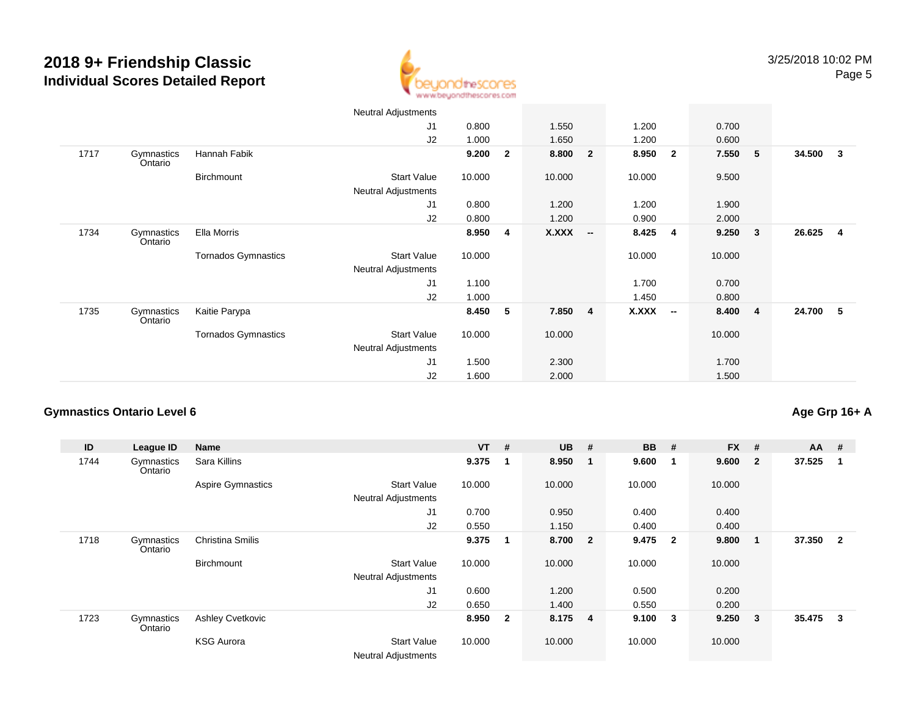# 2018 9+ Friendship Classic
## Individual Scores Detailed Report

| ID | League ID | Name | | VT | # | UB | # | BB | # | FX | # | AA | # |
|---|---|---|---|---|---|---|---|---|---|---|---|---|---|
| | | | Neutral Adjustments | | | | | | | | | | |
| | | | J1 | 0.800 | | 1.550 | | 1.200 | | 0.700 | | | |
| | | | J2 | 1.000 | | 1.650 | | 1.200 | | 0.600 | | | |
| 1717 | Gymnastics Ontario | Hannah Fabik | | 9.200 | 2 | 8.800 | 2 | 8.950 | 2 | 7.550 | 5 | 34.500 | 3 |
| | | Birchmount | Start Value | 10.000 | | 10.000 | | 10.000 | | 9.500 | | | |
| | | | Neutral Adjustments | | | | | | | | | | |
| | | | J1 | 0.800 | | 1.200 | | 1.200 | | 1.900 | | | |
| | | | J2 | 0.800 | | 1.200 | | 0.900 | | 2.000 | | | |
| 1734 | Gymnastics Ontario | Ella Morris | | 8.950 | 4 | X.XXX | -- | 8.425 | 4 | 9.250 | 3 | 26.625 | 4 |
| | | Tornados Gymnastics | Start Value | 10.000 | | | | 10.000 | | 10.000 | | | |
| | | | Neutral Adjustments | | | | | | | | | | |
| | | | J1 | 1.100 | | | | 1.700 | | 0.700 | | | |
| | | | J2 | 1.000 | | | | 1.450 | | 0.800 | | | |
| 1735 | Gymnastics Ontario | Kaitie Parypa | | 8.450 | 5 | 7.850 | 4 | X.XXX | -- | 8.400 | 4 | 24.700 | 5 |
| | | Tornados Gymnastics | Start Value | 10.000 | | 10.000 | | | | 10.000 | | | |
| | | | Neutral Adjustments | | | | | | | | | | |
| | | | J1 | 1.500 | | 2.300 | | | | 1.700 | | | |
| | | | J2 | 1.600 | | 2.000 | | | | 1.500 | | | |

### Gymnastics Ontario Level 6

**Age Grp 16+ A**

| ID | League ID | Name | | VT | # | UB | # | BB | # | FX | # | AA | # |
|---|---|---|---|---|---|---|---|---|---|---|---|---|---|
| 1744 | Gymnastics Ontario | Sara Killins | | 9.375 | 1 | 8.950 | 1 | 9.600 | 1 | 9.600 | 2 | 37.525 | 1 |
| | | Aspire Gymnastics | Start Value | 10.000 | | 10.000 | | 10.000 | | 10.000 | | | |
| | | | Neutral Adjustments | | | | | | | | | | |
| | | | J1 | 0.700 | | 0.950 | | 0.400 | | 0.400 | | | |
| | | | J2 | 0.550 | | 1.150 | | 0.400 | | 0.400 | | | |
| 1718 | Gymnastics Ontario | Christina Smilis | | 9.375 | 1 | 8.700 | 2 | 9.475 | 2 | 9.800 | 1 | 37.350 | 2 |
| | | Birchmount | Start Value | 10.000 | | 10.000 | | 10.000 | | 10.000 | | | |
| | | | Neutral Adjustments | | | | | | | | | | |
| | | | J1 | 0.600 | | 1.200 | | 0.500 | | 0.200 | | | |
| | | | J2 | 0.650 | | 1.400 | | 0.550 | | 0.200 | | | |
| 1723 | Gymnastics Ontario | Ashley Cvetkovic | | 8.950 | 2 | 8.175 | 4 | 9.100 | 3 | 9.250 | 3 | 35.475 | 3 |
| | | KSG Aurora | Start Value | 10.000 | | 10.000 | | 10.000 | | 10.000 | | | |
| | | | Neutral Adjustments | | | | | | | | | | |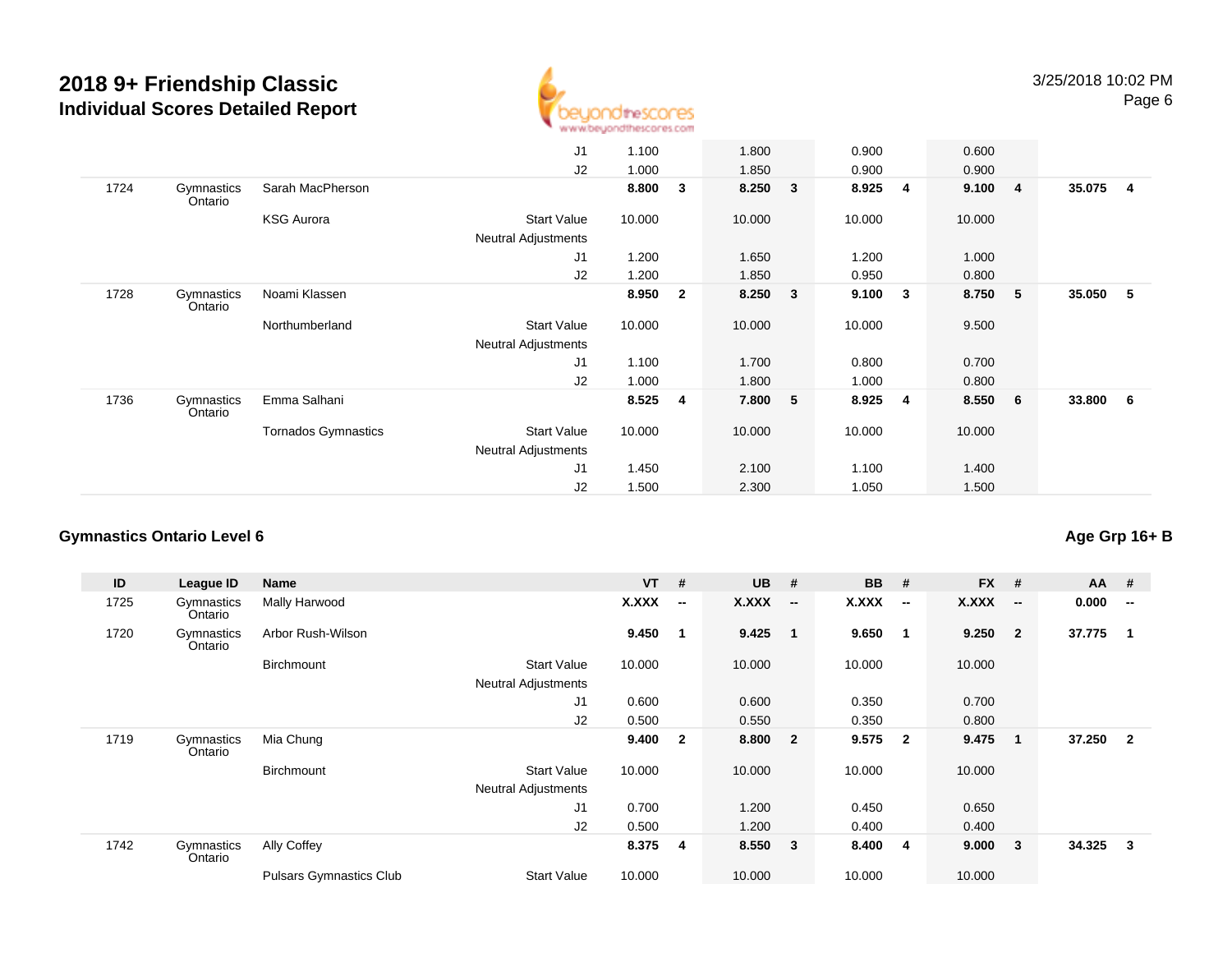# 2018 9+ Friendship Classic
## Individual Scores Detailed Report

| ID | League ID | Name | | VT | # | UB | # | BB | # | FX | # | AA | # |
|---|---|---|---|---|---|---|---|---|---|---|---|---|---|
| | | | J1 | 1.100 | | 1.800 | | 0.900 | | 0.600 | | | |
| | | | J2 | 1.000 | | 1.850 | | 0.900 | | 0.900 | | | |
| 1724 | Gymnastics Ontario | Sarah MacPherson | | 8.800 | 3 | 8.250 | 3 | 8.925 | 4 | 9.100 | 4 | 35.075 | 4 |
| | | KSG Aurora | Start Value | 10.000 | | 10.000 | | 10.000 | | 10.000 | | | |
| | | | Neutral Adjustments | | | | | | | | | | |
| | | | J1 | 1.200 | | 1.650 | | 1.200 | | 1.000 | | | |
| | | | J2 | 1.200 | | 1.850 | | 0.950 | | 0.800 | | | |
| 1728 | Gymnastics Ontario | Noami Klassen | | 8.950 | 2 | 8.250 | 3 | 9.100 | 3 | 8.750 | 5 | 35.050 | 5 |
| | | Northumberland | Start Value | 10.000 | | 10.000 | | 10.000 | | 9.500 | | | |
| | | | Neutral Adjustments | | | | | | | | | | |
| | | | J1 | 1.100 | | 1.700 | | 0.800 | | 0.700 | | | |
| | | | J2 | 1.000 | | 1.800 | | 1.000 | | 0.800 | | | |
| 1736 | Gymnastics Ontario | Emma Salhani | | 8.525 | 4 | 7.800 | 5 | 8.925 | 4 | 8.550 | 6 | 33.800 | 6 |
| | | Tornados Gymnastics | Start Value | 10.000 | | 10.000 | | 10.000 | | 10.000 | | | |
| | | | Neutral Adjustments | | | | | | | | | | |
| | | | J1 | 1.450 | | 2.100 | | 1.100 | | 1.400 | | | |
| | | | J2 | 1.500 | | 2.300 | | 1.050 | | 1.500 | | | |

### Gymnastics Ontario Level 6

**Age Grp 16+ B**

| ID | League ID | Name | | VT | # | UB | # | BB | # | FX | # | AA | # |
|---|---|---|---|---|---|---|---|---|---|---|---|---|---|
| 1725 | Gymnastics Ontario | Mally Harwood | | X.XXX | -- | X.XXX | -- | X.XXX | -- | X.XXX | -- | 0.000 | -- |
| 1720 | Gymnastics Ontario | Arbor Rush-Wilson | | 9.450 | 1 | 9.425 | 1 | 9.650 | 1 | 9.250 | 2 | 37.775 | 1 |
| | | Birchmount | Start Value | 10.000 | | 10.000 | | 10.000 | | 10.000 | | | |
| | | | Neutral Adjustments | | | | | | | | | | |
| | | | J1 | 0.600 | | 0.600 | | 0.350 | | 0.700 | | | |
| | | | J2 | 0.500 | | 0.550 | | 0.350 | | 0.800 | | | |
| 1719 | Gymnastics Ontario | Mia Chung | | 9.400 | 2 | 8.800 | 2 | 9.575 | 2 | 9.475 | 1 | 37.250 | 2 |
| | | Birchmount | Start Value | 10.000 | | 10.000 | | 10.000 | | 10.000 | | | |
| | | | Neutral Adjustments | | | | | | | | | | |
| | | | J1 | 0.700 | | 1.200 | | 0.450 | | 0.650 | | | |
| | | | J2 | 0.500 | | 1.200 | | 0.400 | | 0.400 | | | |
| 1742 | Gymnastics Ontario | Ally Coffey | | 8.375 | 4 | 8.550 | 3 | 8.400 | 4 | 9.000 | 3 | 34.325 | 3 |
| | | Pulsars Gymnastics Club | Start Value | 10.000 | | 10.000 | | 10.000 | | 10.000 | | | |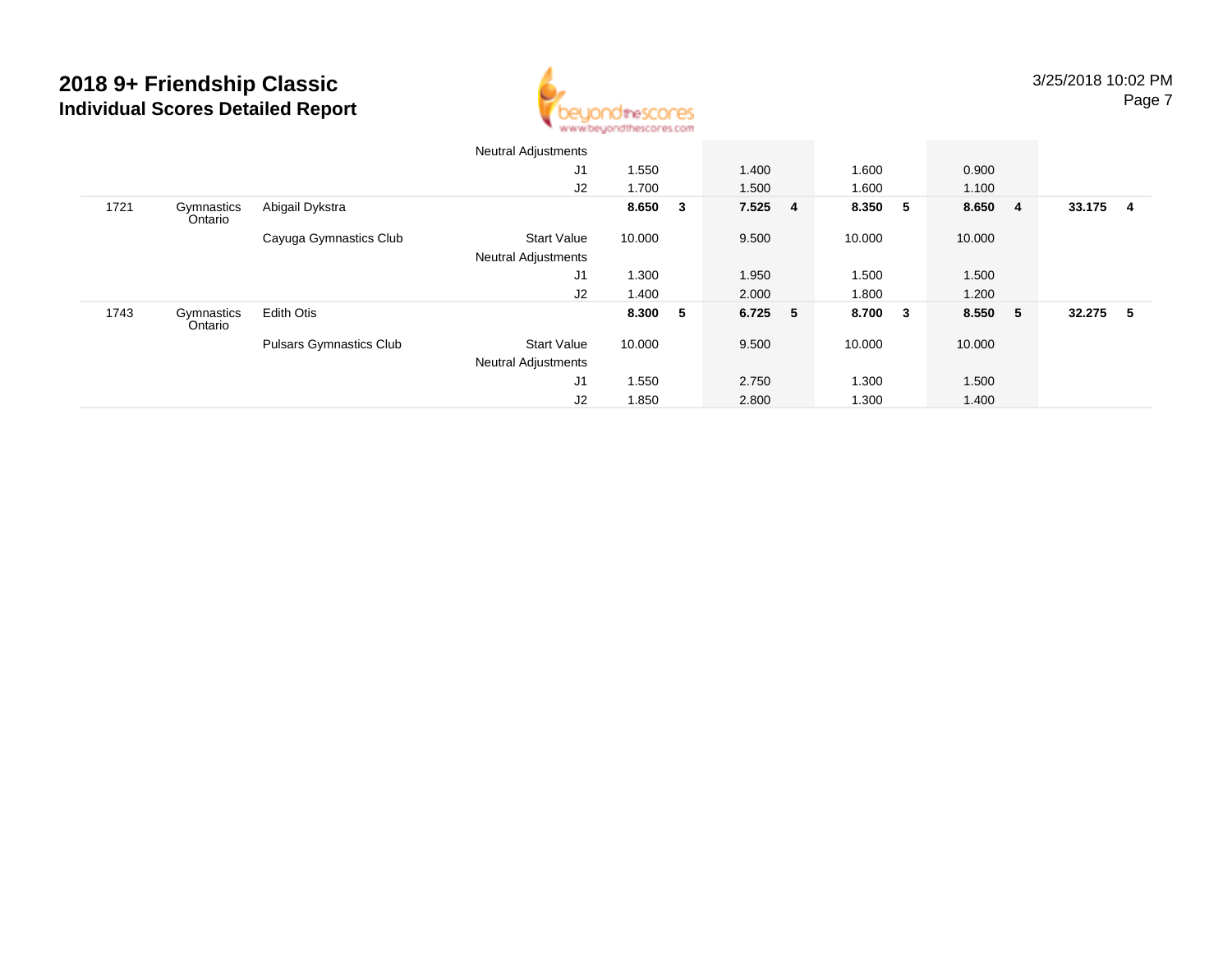# 2018 9+ Friendship Classic
## Individual Scores Detailed Report

3/25/2018 10:02 PM

| | | | | | | | | | | | | | | |
|---|---|---|---|---|---|---|---|---|---|---|---|---|---|---|
| | | | Neutral Adjustments | | | | | | | | | | | |
| | | | J1 | 1.550 | | 1.400 | | 1.600 | | 0.900 | | | | |
| | | | J2 | 1.700 | | 1.500 | | 1.600 | | 1.100 | | | | |
| 1721 | Gymnastics Ontario | Abigail Dykstra | | **8.650** | **3** | **7.525** | **4** | **8.350** | **5** | **8.650** | **4** | **33.175** | **4** | |
| | | Cayuga Gymnastics Club | Start Value | 10.000 | | 9.500 | | 10.000 | | 10.000 | | | | |
| | | | Neutral Adjustments | | | | | | | | | | | |
| | | | J1 | 1.300 | | 1.950 | | 1.500 | | 1.500 | | | | |
| | | | J2 | 1.400 | | 2.000 | | 1.800 | | 1.200 | | | | |
| 1743 | Gymnastics Ontario | Edith Otis | | **8.300** | **5** | **6.725** | **5** | **8.700** | **3** | **8.550** | **5** | **32.275** | **5** | |
| | | Pulsars Gymnastics Club | Start Value | 10.000 | | 9.500 | | 10.000 | | 10.000 | | | | |
| | | | Neutral Adjustments | | | | | | | | | | | |
| | | | J1 | 1.550 | | 2.750 | | 1.300 | | 1.500 | | | | |
| | | | J2 | 1.850 | | 2.800 | | 1.300 | | 1.400 | | | | |